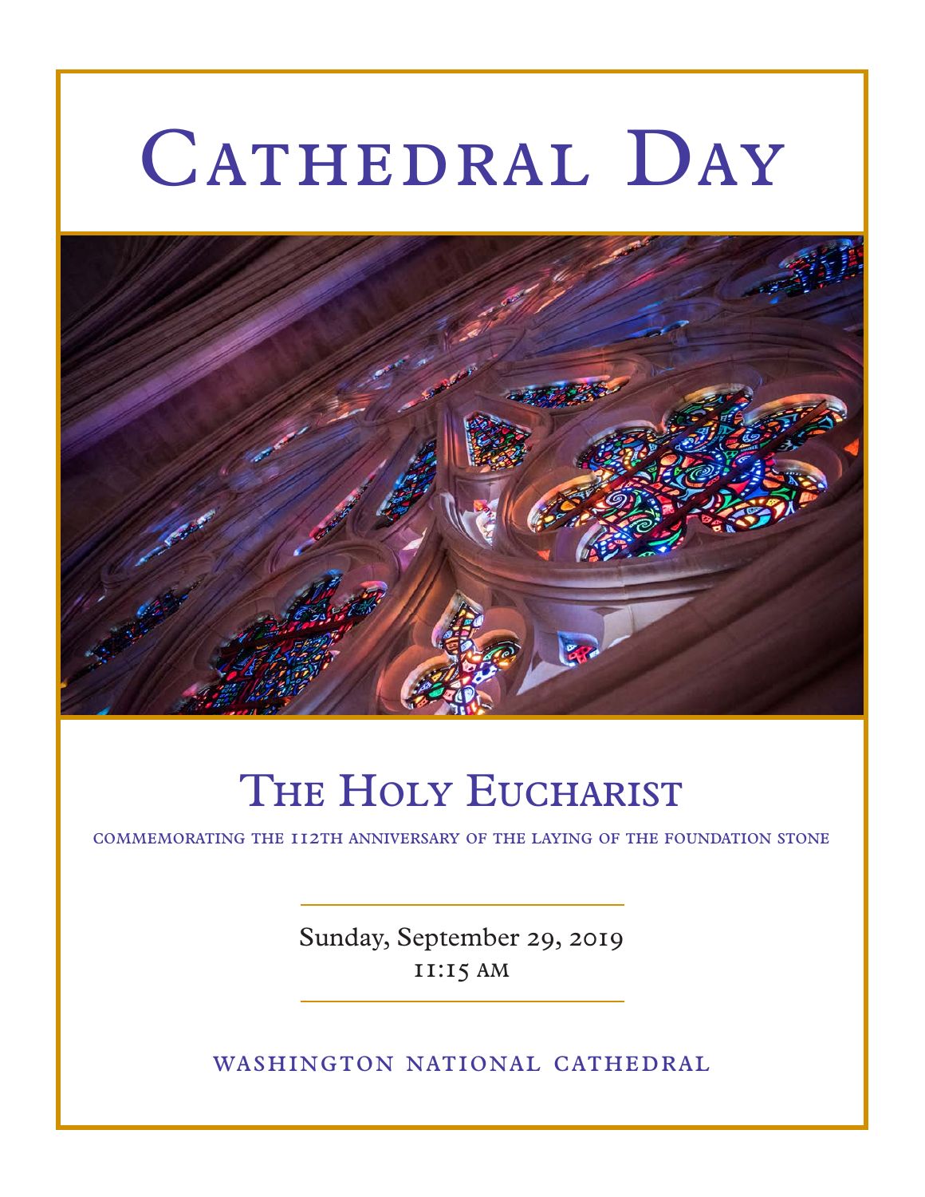# Cathedral Day

## The Holy Eucharist

commemorating the 112th anniversary of the laying of the foundation stone

Sunday, September 29, 2019
11:15 AM

washington national cathedral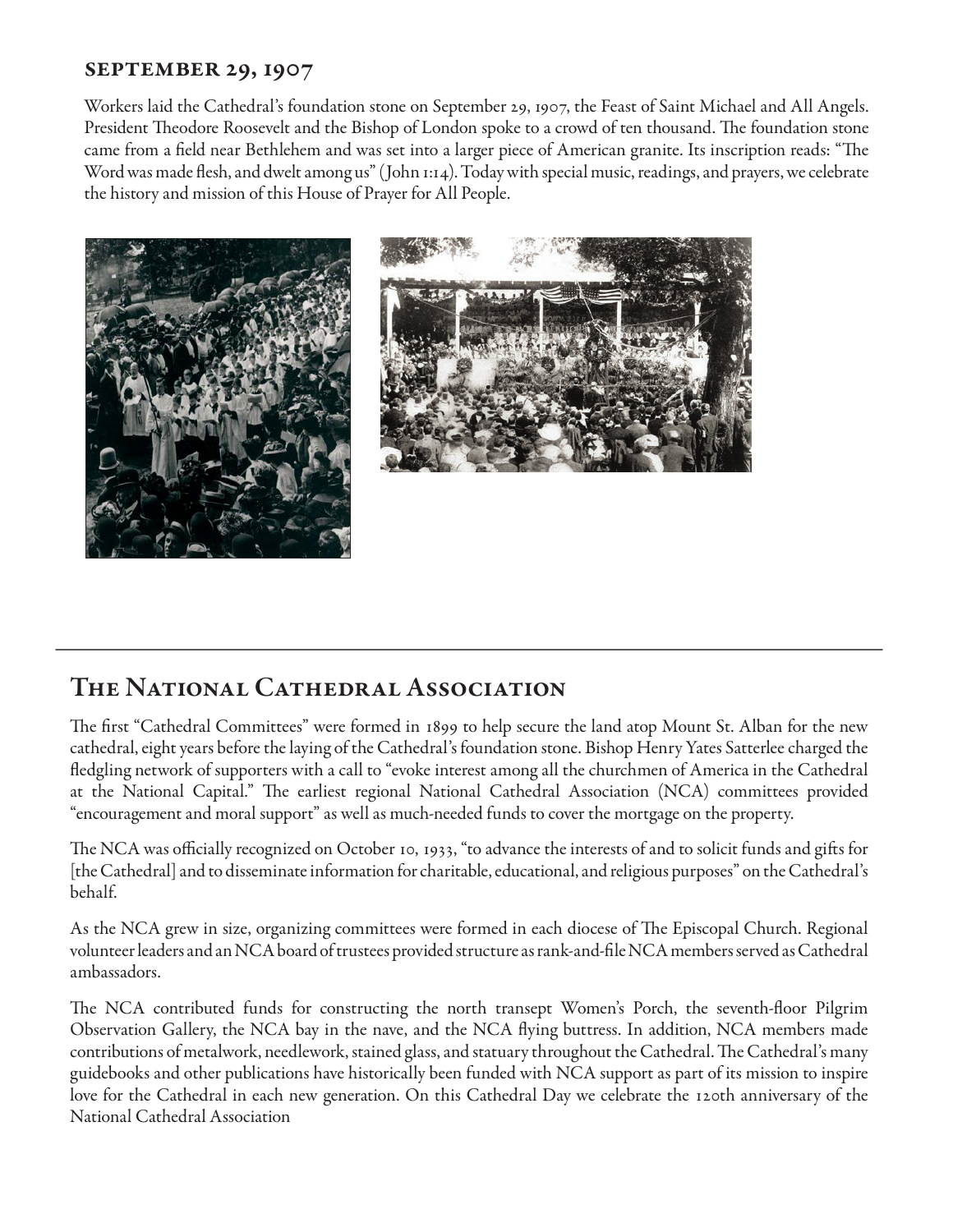### SEPTEMBER 29, 1907

Workers laid the Cathedral's foundation stone on September 29, 1907, the Feast of Saint Michael and All Angels. President Theodore Roosevelt and the Bishop of London spoke to a crowd of ten thousand. The foundation stone came from a field near Bethlehem and was set into a larger piece of American granite. Its inscription reads: "The Word was made flesh, and dwelt among us" (John 1:14). Today with special music, readings, and prayers, we celebrate the history and mission of this House of Prayer for All People.

## The National Cathedral Association

The first "Cathedral Committees" were formed in 1899 to help secure the land atop Mount St. Alban for the new cathedral, eight years before the laying of the Cathedral's foundation stone. Bishop Henry Yates Satterlee charged the fledgling network of supporters with a call to "evoke interest among all the churchmen of America in the Cathedral at the National Capital." The earliest regional National Cathedral Association (NCA) committees provided "encouragement and moral support" as well as much-needed funds to cover the mortgage on the property.

The NCA was officially recognized on October 10, 1933, "to advance the interests of and to solicit funds and gifts for [the Cathedral] and to disseminate information for charitable, educational, and religious purposes" on the Cathedral's behalf.

As the NCA grew in size, organizing committees were formed in each diocese of The Episcopal Church. Regional volunteer leaders and an NCA board of trustees provided structure as rank-and-file NCA members served as Cathedral ambassadors.

The NCA contributed funds for constructing the north transept Women's Porch, the seventh-floor Pilgrim Observation Gallery, the NCA bay in the nave, and the NCA flying buttress. In addition, NCA members made contributions of metalwork, needlework, stained glass, and statuary throughout the Cathedral. The Cathedral's many guidebooks and other publications have historically been funded with NCA support as part of its mission to inspire love for the Cathedral in each new generation. On this Cathedral Day we celebrate the 120th anniversary of the National Cathedral Association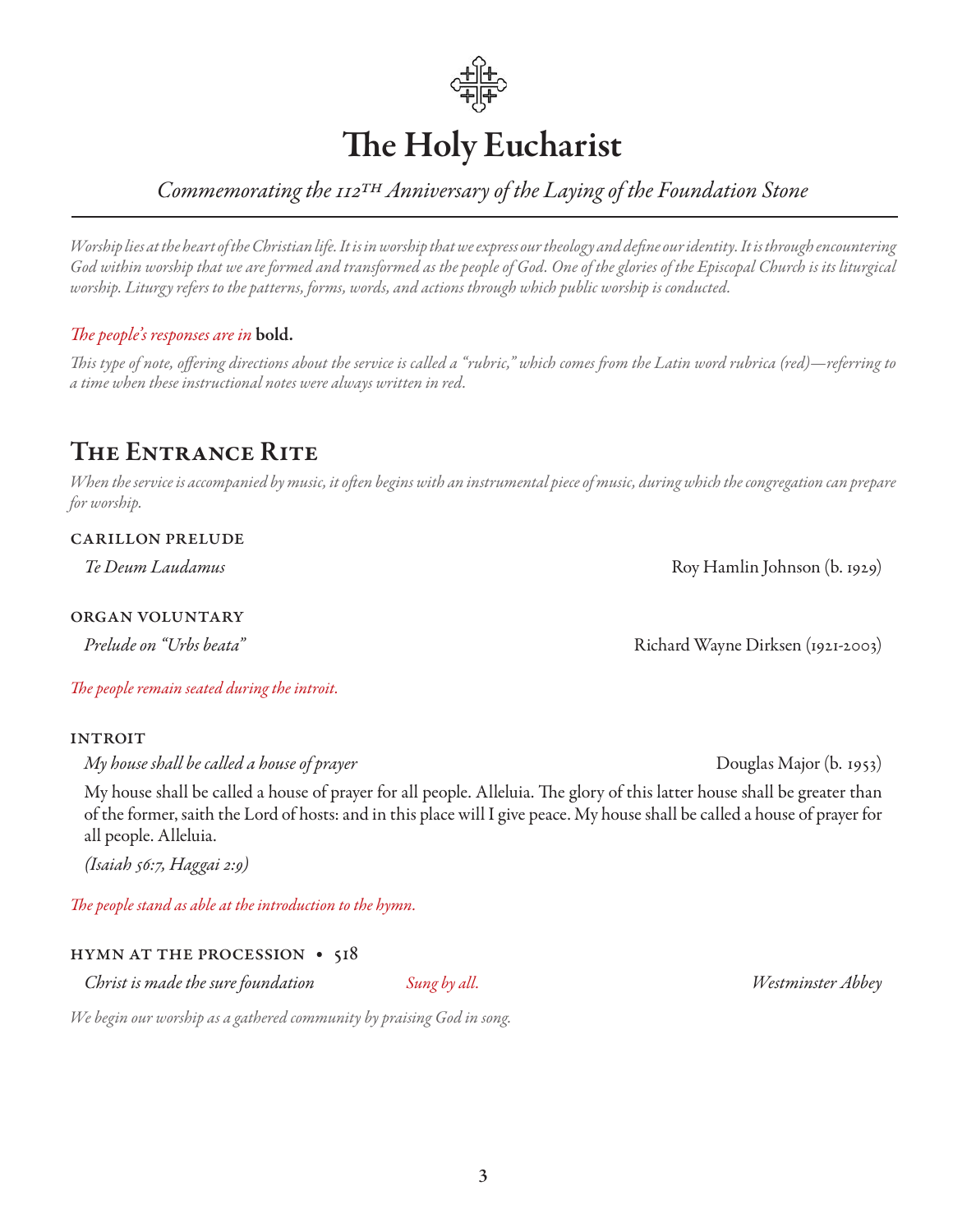# The Holy Eucharist

*Commemorating the 112th Anniversary of the Laying of the Foundation Stone*

---

*Worship lies at the heart of the Christian life. It is in worship that we express our theology and define our identity. It is through encountering God within worship that we are formed and transformed as the people of God. One of the glories of the Episcopal Church is its liturgical worship. Liturgy refers to the patterns, forms, words, and actions through which public worship is conducted.*

*The people's responses are in* **bold.**

*This type of note, offering directions about the service is called a "rubric," which comes from the Latin word rubrica (red)—referring to a time when these instructional notes were always written in red.*

## The Entrance Rite

*When the service is accompanied by music, it often begins with an instrumental piece of music, during which the congregation can prepare for worship.*

### Carillon Prelude

*Te Deum Laudamus* — Roy Hamlin Johnson (b. 1929)

### Organ Voluntary

*Prelude on "Urbs beata"* — Richard Wayne Dirksen (1921-2003)

*The people remain seated during the introit.*

### Introit

*My house shall be called a house of prayer* — Douglas Major (b. 1953)

My house shall be called a house of prayer for all people. Alleluia. The glory of this latter house shall be greater than of the former, saith the Lord of hosts: and in this place will I give peace. My house shall be called a house of prayer for all people. Alleluia.

*(Isaiah 56:7, Haggai 2:9)*

*The people stand as able at the introduction to the hymn.*

### Hymn at the Procession • 518

*Christ is made the sure foundation* — *Sung by all.* — *Westminster Abbey*

*We begin our worship as a gathered community by praising God in song.*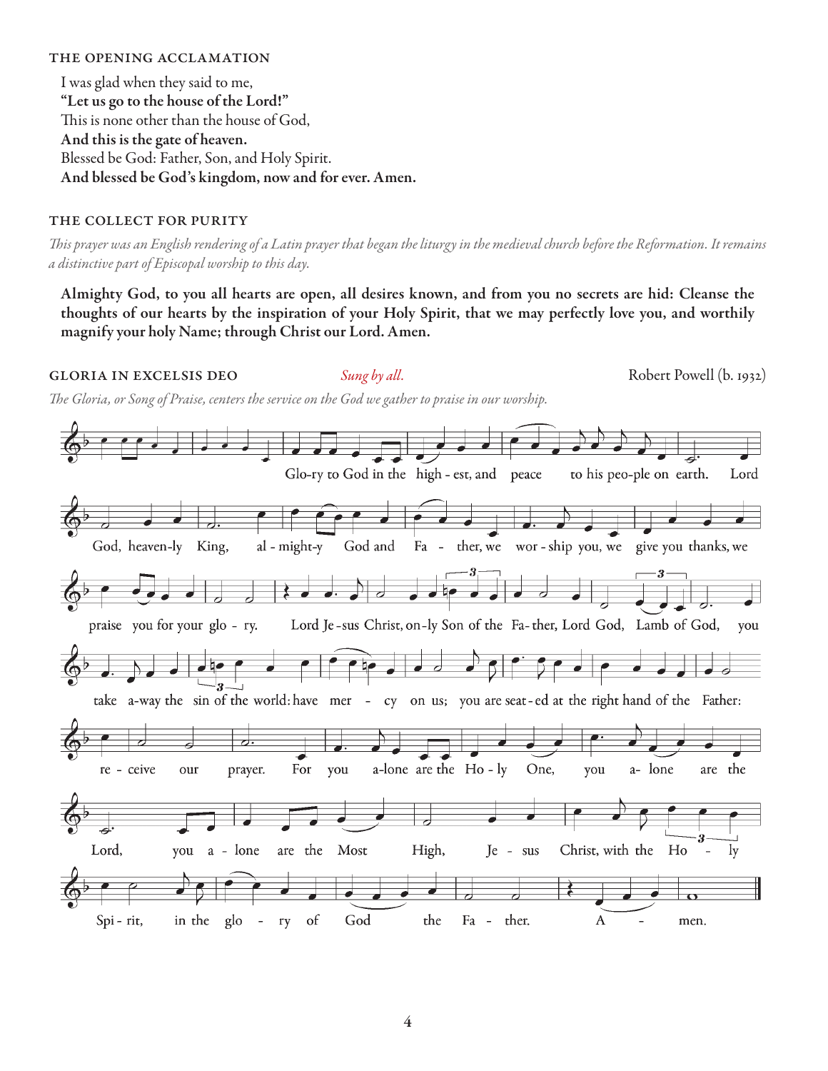### THE OPENING ACCLAMATION

I was glad when they said to me,
**"Let us go to the house of the Lord!"**
This is none other than the house of God,
**And this is the gate of heaven.**
Blessed be God: Father, Son, and Holy Spirit.
**And blessed be God's kingdom, now and for ever. Amen.**

### THE COLLECT FOR PURITY

*This prayer was an English rendering of a Latin prayer that began the liturgy in the medieval church before the Reformation. It remains a distinctive part of Episcopal worship to this day.*

**Almighty God, to you all hearts are open, all desires known, and from you no secrets are hid: Cleanse the thoughts of our hearts by the inspiration of your Holy Spirit, that we may perfectly love you, and worthily magnify your holy Name; through Christ our Lord. Amen.**

### GLORIA IN EXCELSIS DEO *Sung by all.* Robert Powell (b. 1932)

*The Gloria, or Song of Praise, centers the service on the God we gather to praise in our worship.*

Glo-ry to God in the high - est, and peace to his peo-ple on earth. Lord God, heaven-ly King, al - might-y God and Fa - ther, we wor - ship you, we give you thanks, we praise you for your glo - ry. Lord Je - sus Christ, on-ly Son of the Fa - ther, Lord God, Lamb of God, you take a-way the sin of the world: have mer - cy on us; you are seat - ed at the right hand of the Father: re - ceive our prayer. For you a-lone are the Ho - ly One, you a- lone are the Lord, you a - lone are the Most High, Je - sus Christ, with the Ho - ly Spi - rit, in the glo - ry of God the Fa - ther. A - men.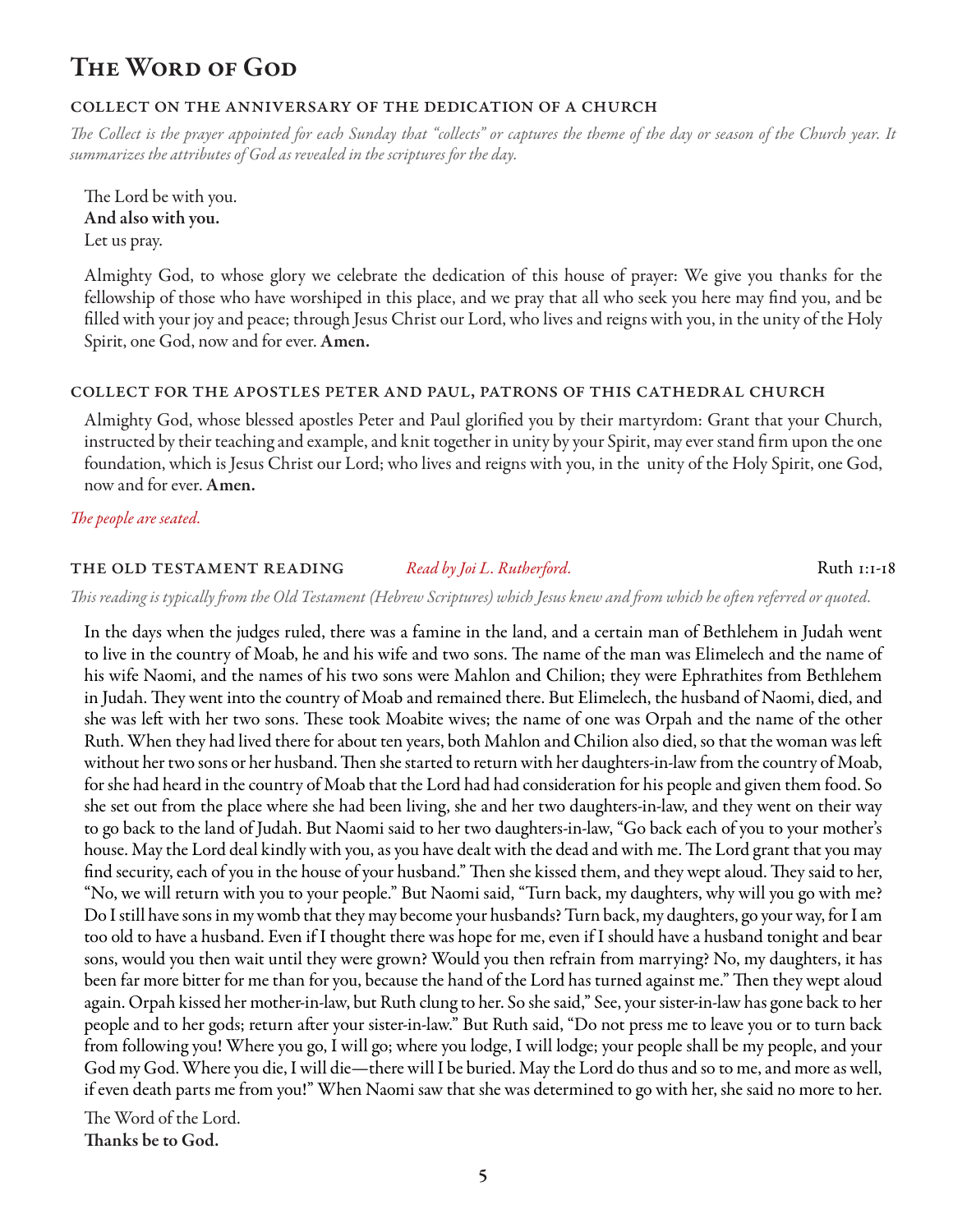# The Word of God

### COLLECT ON THE ANNIVERSARY OF THE DEDICATION OF A CHURCH

*The Collect is the prayer appointed for each Sunday that "collects" or captures the theme of the day or season of the Church year. It summarizes the attributes of God as revealed in the scriptures for the day.*

The Lord be with you.
**And also with you.**
Let us pray.

Almighty God, to whose glory we celebrate the dedication of this house of prayer: We give you thanks for the fellowship of those who have worshiped in this place, and we pray that all who seek you here may find you, and be filled with your joy and peace; through Jesus Christ our Lord, who lives and reigns with you, in the unity of the Holy Spirit, one God, now and for ever. **Amen.**

### COLLECT FOR THE APOSTLES PETER AND PAUL, PATRONS OF THIS CATHEDRAL CHURCH

Almighty God, whose blessed apostles Peter and Paul glorified you by their martyrdom: Grant that your Church, instructed by their teaching and example, and knit together in unity by your Spirit, may ever stand firm upon the one foundation, which is Jesus Christ our Lord; who lives and reigns with you, in the unity of the Holy Spirit, one God, now and for ever. **Amen.**

*The people are seated.*

### THE OLD TESTAMENT READING *Read by Joi L. Rutherford.* Ruth 1:1-18

*This reading is typically from the Old Testament (Hebrew Scriptures) which Jesus knew and from which he often referred or quoted.*

In the days when the judges ruled, there was a famine in the land, and a certain man of Bethlehem in Judah went to live in the country of Moab, he and his wife and two sons. The name of the man was Elimelech and the name of his wife Naomi, and the names of his two sons were Mahlon and Chilion; they were Ephrathites from Bethlehem in Judah. They went into the country of Moab and remained there. But Elimelech, the husband of Naomi, died, and she was left with her two sons. These took Moabite wives; the name of one was Orpah and the name of the other Ruth. When they had lived there for about ten years, both Mahlon and Chilion also died, so that the woman was left without her two sons or her husband. Then she started to return with her daughters-in-law from the country of Moab, for she had heard in the country of Moab that the Lord had had consideration for his people and given them food. So she set out from the place where she had been living, she and her two daughters-in-law, and they went on their way to go back to the land of Judah. But Naomi said to her two daughters-in-law, "Go back each of you to your mother's house. May the Lord deal kindly with you, as you have dealt with the dead and with me. The Lord grant that you may find security, each of you in the house of your husband." Then she kissed them, and they wept aloud. They said to her, "No, we will return with you to your people." But Naomi said, "Turn back, my daughters, why will you go with me? Do I still have sons in my womb that they may become your husbands? Turn back, my daughters, go your way, for I am too old to have a husband. Even if I thought there was hope for me, even if I should have a husband tonight and bear sons, would you then wait until they were grown? Would you then refrain from marrying? No, my daughters, it has been far more bitter for me than for you, because the hand of the Lord has turned against me." Then they wept aloud again. Orpah kissed her mother-in-law, but Ruth clung to her. So she said," See, your sister-in-law has gone back to her people and to her gods; return after your sister-in-law." But Ruth said, "Do not press me to leave you or to turn back from following you! Where you go, I will go; where you lodge, I will lodge; your people shall be my people, and your God my God. Where you die, I will die—there will I be buried. May the Lord do thus and so to me, and more as well, if even death parts me from you!" When Naomi saw that she was determined to go with her, she said no more to her.

The Word of the Lord.
**Thanks be to God.**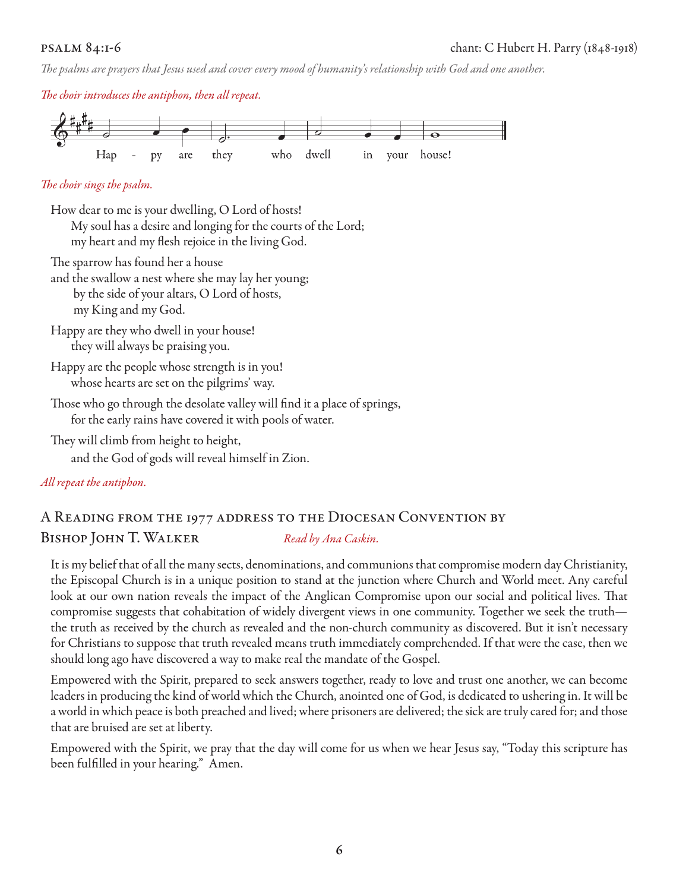## PSALM 84:1-6

chant: C Hubert H. Parry (1848-1918)

*The psalms are prayers that Jesus used and cover every mood of humanity's relationship with God and one another.*

*The choir introduces the antiphon, then all repeat.*

Hap - py are they who dwell in your house!

*The choir sings the psalm.*

How dear to me is your dwelling, O Lord of hosts!
My soul has a desire and longing for the courts of the Lord;
my heart and my flesh rejoice in the living God.

The sparrow has found her a house
and the swallow a nest where she may lay her young;
by the side of your altars, O Lord of hosts,
my King and my God.

Happy are they who dwell in your house!
they will always be praising you.

Happy are the people whose strength is in you!
whose hearts are set on the pilgrims' way.

Those who go through the desolate valley will find it a place of springs,
for the early rains have covered it with pools of water.

They will climb from height to height,
and the God of gods will reveal himself in Zion.

*All repeat the antiphon.*

## A Reading from the 1977 address to the Diocesan Convention by Bishop John T. Walker

*Read by Ana Caskin.*

It is my belief that of all the many sects, denominations, and communions that compromise modern day Christianity, the Episcopal Church is in a unique position to stand at the junction where Church and World meet. Any careful look at our own nation reveals the impact of the Anglican Compromise upon our social and political lives. That compromise suggests that cohabitation of widely divergent views in one community. Together we seek the truth—the truth as received by the church as revealed and the non-church community as discovered. But it isn't necessary for Christians to suppose that truth revealed means truth immediately comprehended. If that were the case, then we should long ago have discovered a way to make real the mandate of the Gospel.

Empowered with the Spirit, prepared to seek answers together, ready to love and trust one another, we can become leaders in producing the kind of world which the Church, anointed one of God, is dedicated to ushering in. It will be a world in which peace is both preached and lived; where prisoners are delivered; the sick are truly cared for; and those that are bruised are set at liberty.

Empowered with the Spirit, we pray that the day will come for us when we hear Jesus say, "Today this scripture has been fulfilled in your hearing." Amen.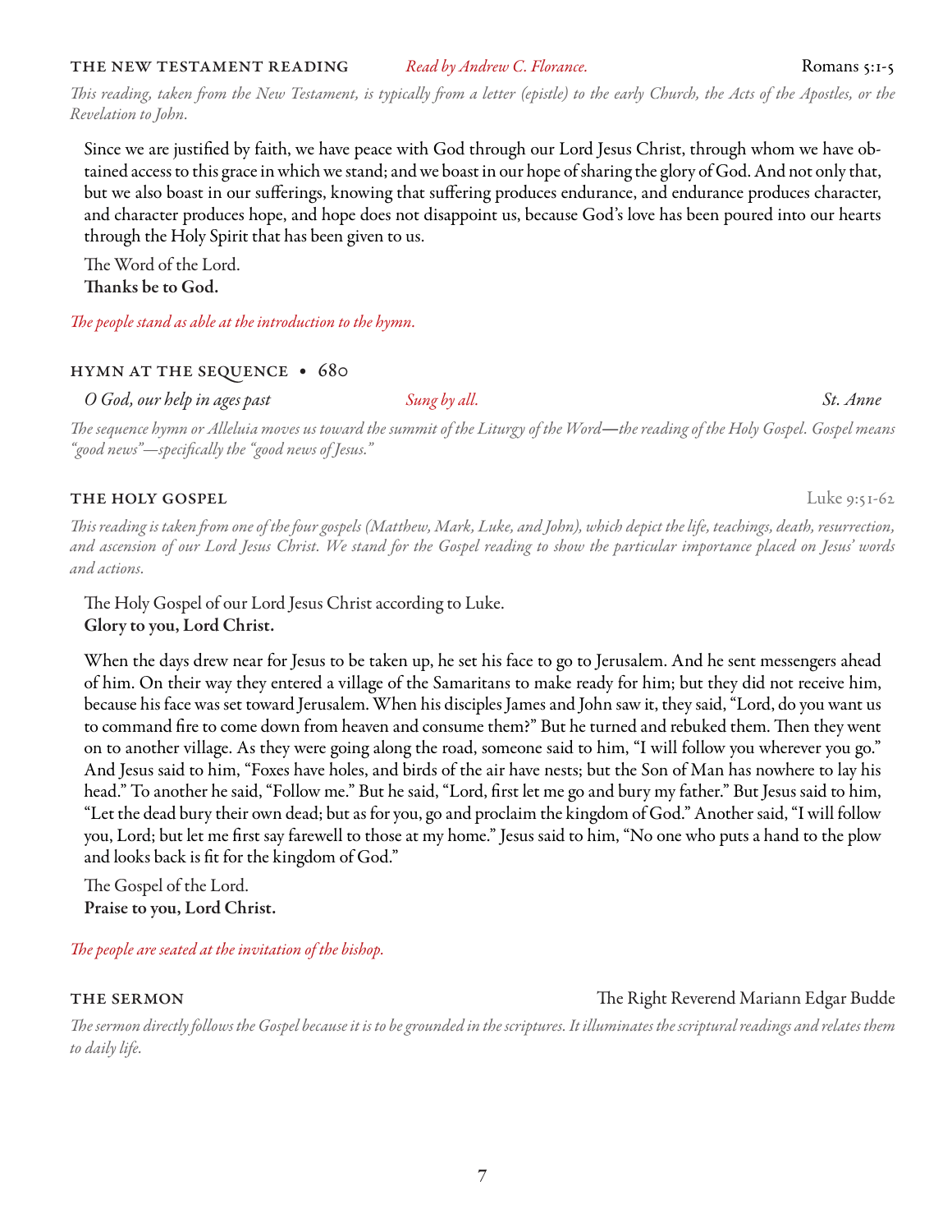## THE NEW TESTAMENT READING *Read by Andrew C. Florance.* Romans 5:1-5

*This reading, taken from the New Testament, is typically from a letter (epistle) to the early Church, the Acts of the Apostles, or the Revelation to John.*

Since we are justified by faith, we have peace with God through our Lord Jesus Christ, through whom we have obtained access to this grace in which we stand; and we boast in our hope of sharing the glory of God. And not only that, but we also boast in our sufferings, knowing that suffering produces endurance, and endurance produces character, and character produces hope, and hope does not disappoint us, because God's love has been poured into our hearts through the Holy Spirit that has been given to us.

The Word of the Lord.
**Thanks be to God.**

*The people stand as able at the introduction to the hymn.*

## HYMN AT THE SEQUENCE • 680

*O God, our help in ages past* *Sung by all.* *St. Anne*

*The sequence hymn or Alleluia moves us toward the summit of the Liturgy of the Word—the reading of the Holy Gospel. Gospel means "good news"—specifically the "good news of Jesus."*

## THE HOLY GOSPEL Luke 9:51-62

*This reading is taken from one of the four gospels (Matthew, Mark, Luke, and John), which depict the life, teachings, death, resurrection, and ascension of our Lord Jesus Christ. We stand for the Gospel reading to show the particular importance placed on Jesus' words and actions.*

The Holy Gospel of our Lord Jesus Christ according to Luke.
**Glory to you, Lord Christ.**

When the days drew near for Jesus to be taken up, he set his face to go to Jerusalem. And he sent messengers ahead of him. On their way they entered a village of the Samaritans to make ready for him; but they did not receive him, because his face was set toward Jerusalem. When his disciples James and John saw it, they said, "Lord, do you want us to command fire to come down from heaven and consume them?" But he turned and rebuked them. Then they went on to another village. As they were going along the road, someone said to him, "I will follow you wherever you go." And Jesus said to him, "Foxes have holes, and birds of the air have nests; but the Son of Man has nowhere to lay his head." To another he said, "Follow me." But he said, "Lord, first let me go and bury my father." But Jesus said to him, "Let the dead bury their own dead; but as for you, go and proclaim the kingdom of God." Another said, "I will follow you, Lord; but let me first say farewell to those at my home." Jesus said to him, "No one who puts a hand to the plow and looks back is fit for the kingdom of God."

The Gospel of the Lord.
**Praise to you, Lord Christ.**

*The people are seated at the invitation of the bishop.*

## THE SERMON The Right Reverend Mariann Edgar Budde

*The sermon directly follows the Gospel because it is to be grounded in the scriptures. It illuminates the scriptural readings and relates them to daily life.*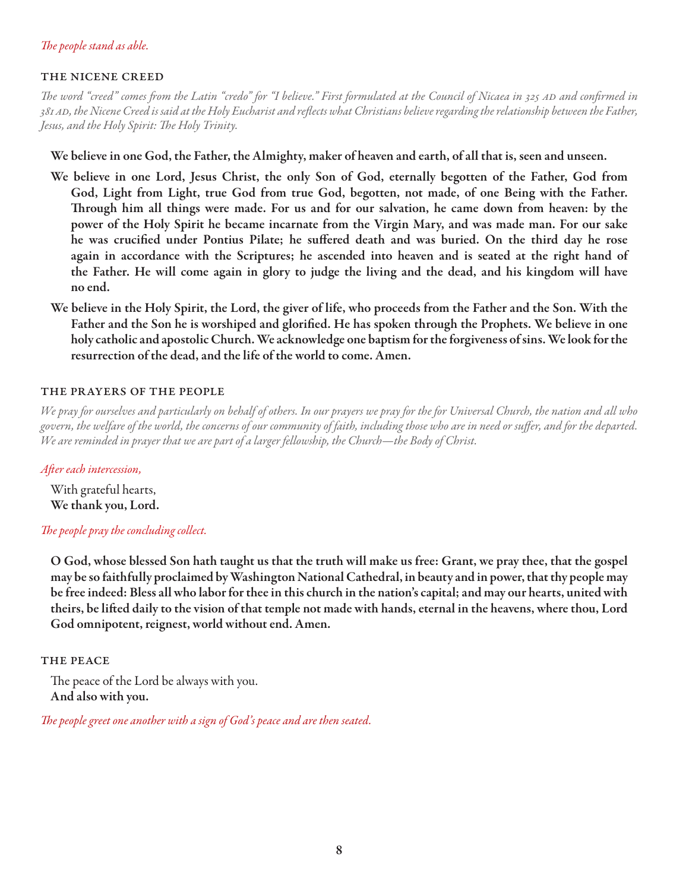*The people stand as able.*

## THE NICENE CREED

*The word "creed" comes from the Latin "credo" for "I believe." First formulated at the Council of Nicaea in 325 AD and confirmed in 381 AD, the Nicene Creed is said at the Holy Eucharist and reflects what Christians believe regarding the relationship between the Father, Jesus, and the Holy Spirit: The Holy Trinity.*

**We believe in one God, the Father, the Almighty, maker of heaven and earth, of all that is, seen and unseen.**

**We believe in one Lord, Jesus Christ, the only Son of God, eternally begotten of the Father, God from God, Light from Light, true God from true God, begotten, not made, of one Being with the Father. Through him all things were made. For us and for our salvation, he came down from heaven: by the power of the Holy Spirit he became incarnate from the Virgin Mary, and was made man. For our sake he was crucified under Pontius Pilate; he suffered death and was buried. On the third day he rose again in accordance with the Scriptures; he ascended into heaven and is seated at the right hand of the Father. He will come again in glory to judge the living and the dead, and his kingdom will have no end.**

**We believe in the Holy Spirit, the Lord, the giver of life, who proceeds from the Father and the Son. With the Father and the Son he is worshiped and glorified. He has spoken through the Prophets. We believe in one holy catholic and apostolic Church. We acknowledge one baptism for the forgiveness of sins. We look for the resurrection of the dead, and the life of the world to come. Amen.**

## THE PRAYERS OF THE PEOPLE

*We pray for ourselves and particularly on behalf of others. In our prayers we pray for the for Universal Church, the nation and all who govern, the welfare of the world, the concerns of our community of faith, including those who are in need or suffer, and for the departed. We are reminded in prayer that we are part of a larger fellowship, the Church—the Body of Christ.*

*After each intercession,*

With grateful hearts,
**We thank you, Lord.**

*The people pray the concluding collect.*

**O God, whose blessed Son hath taught us that the truth will make us free: Grant, we pray thee, that the gospel may be so faithfully proclaimed by Washington National Cathedral, in beauty and in power, that thy people may be free indeed: Bless all who labor for thee in this church in the nation's capital; and may our hearts, united with theirs, be lifted daily to the vision of that temple not made with hands, eternal in the heavens, where thou, Lord God omnipotent, reignest, world without end. Amen.**

## THE PEACE

The peace of the Lord be always with you.
**And also with you.**

*The people greet one another with a sign of God's peace and are then seated.*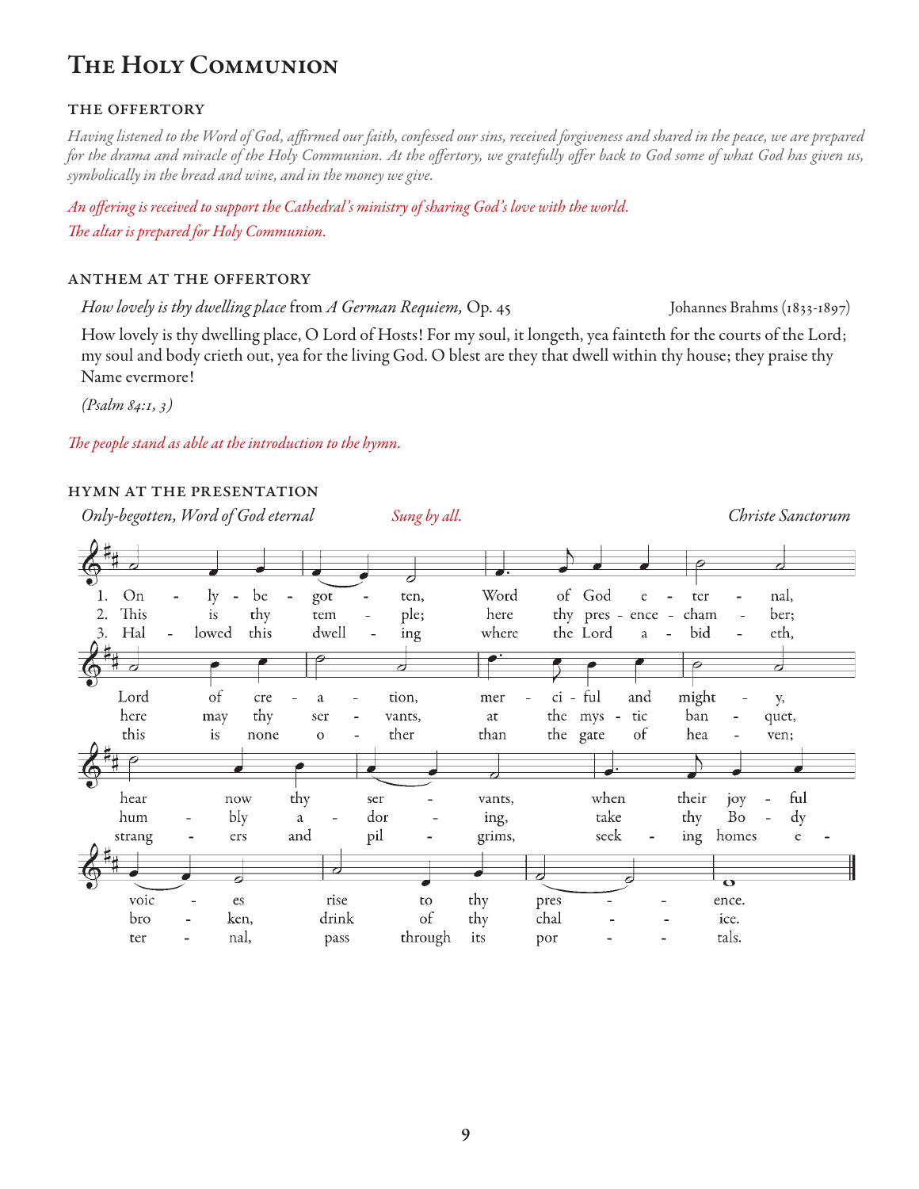# The Holy Communion

## The Offertory

*Having listened to the Word of God, affirmed our faith, confessed our sins, received forgiveness and shared in the peace, we are prepared for the drama and miracle of the Holy Communion. At the offertory, we gratefully offer back to God some of what God has given us, symbolically in the bread and wine, and in the money we give.*

*An offering is received to support the Cathedral's ministry of sharing God's love with the world.*

*The altar is prepared for Holy Communion.*

## Anthem at the Offertory

*How lovely is thy dwelling place* from *A German Requiem,* Op. 45 — Johannes Brahms (1833-1897)

How lovely is thy dwelling place, O Lord of Hosts! For my soul, it longeth, yea fainteth for the courts of the Lord; my soul and body crieth out, yea for the living God. O blest are they that dwell within thy house; they praise thy Name evermore!

*(Psalm 84:1, 3)*

*The people stand as able at the introduction to the hymn.*

## Hymn at the Presentation

*Only-begotten, Word of God eternal* — *Sung by all.* — *Christe Sanctorum*

1. Only-begotten, Word of God eternal, Lord of creation, merciful and mighty, hear now thy servants, when their joyful voices rise to thy presence.
2. This is thy temple; here thy presence-chamber; here may thy servants, at the mystic banquet, humbly adoring, take thy Body broken, drink of thy chalice.
3. Hallowed this dwelling where the Lord abideth, this is none other than the gate of heaven; strangers and pilgrims, seeking homes eternal, pass through its portals.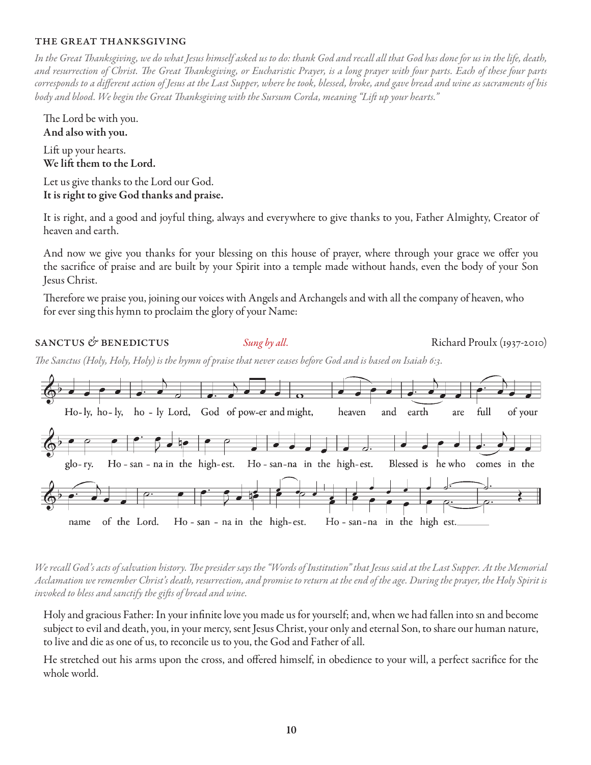### THE GREAT THANKSGIVING

*In the Great Thanksgiving, we do what Jesus himself asked us to do: thank God and recall all that God has done for us in the life, death, and resurrection of Christ. The Great Thanksgiving, or Eucharistic Prayer, is a long prayer with four parts. Each of these four parts corresponds to a different action of Jesus at the Last Supper, where he took, blessed, broke, and gave bread and wine as sacraments of his body and blood. We begin the Great Thanksgiving with the Sursum Corda, meaning "Lift up your hearts."*

The Lord be with you.
**And also with you.**

Lift up your hearts.
**We lift them to the Lord.**

Let us give thanks to the Lord our God.
**It is right to give God thanks and praise.**

It is right, and a good and joyful thing, always and everywhere to give thanks to you, Father Almighty, Creator of heaven and earth.

And now we give you thanks for your blessing on this house of prayer, where through your grace we offer you the sacrifice of praise and are built by your Spirit into a temple made without hands, even the body of your Son Jesus Christ.

Therefore we praise you, joining our voices with Angels and Archangels and with all the company of heaven, who for ever sing this hymn to proclaim the glory of your Name:

### SANCTUS & BENEDICTUS

*Sung by all.* — Richard Proulx (1937-2010)

*The Sanctus (Holy, Holy, Holy) is the hymn of praise that never ceases before God and is based on Isaiah 6:3.*

Holy, holy, holy Lord, God of power and might, heaven and earth are full of your glory. Hosanna in the highest. Hosanna in the highest. Blessed is he who comes in the name of the Lord. Hosanna in the highest. Hosanna in the highest.

*We recall God's acts of salvation history. The presider says the "Words of Institution" that Jesus said at the Last Supper. At the Memorial Acclamation we remember Christ's death, resurrection, and promise to return at the end of the age. During the prayer, the Holy Spirit is invoked to bless and sanctify the gifts of bread and wine.*

Holy and gracious Father: In your infinite love you made us for yourself; and, when we had fallen into sn and become subject to evil and death, you, in your mercy, sent Jesus Christ, your only and eternal Son, to share our human nature, to live and die as one of us, to reconcile us to you, the God and Father of all.

He stretched out his arms upon the cross, and offered himself, in obedience to your will, a perfect sacrifice for the whole world.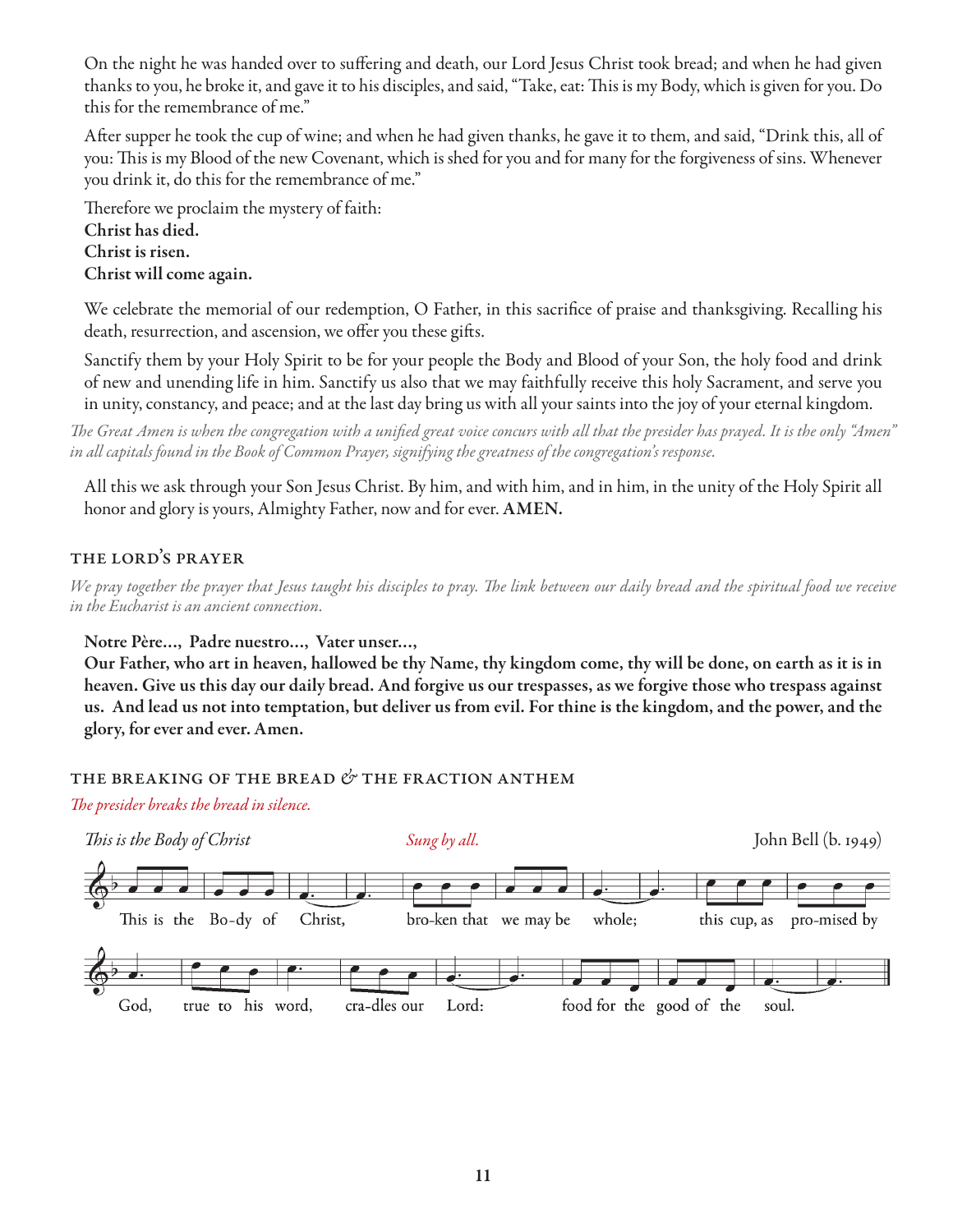On the night he was handed over to suffering and death, our Lord Jesus Christ took bread; and when he had given thanks to you, he broke it, and gave it to his disciples, and said, "Take, eat: This is my Body, which is given for you. Do this for the remembrance of me."

After supper he took the cup of wine; and when he had given thanks, he gave it to them, and said, "Drink this, all of you: This is my Blood of the new Covenant, which is shed for you and for many for the forgiveness of sins. Whenever you drink it, do this for the remembrance of me."

Therefore we proclaim the mystery of faith:
**Christ has died.**
**Christ is risen.**
**Christ will come again.**

We celebrate the memorial of our redemption, O Father, in this sacrifice of praise and thanksgiving. Recalling his death, resurrection, and ascension, we offer you these gifts.

Sanctify them by your Holy Spirit to be for your people the Body and Blood of your Son, the holy food and drink of new and unending life in him. Sanctify us also that we may faithfully receive this holy Sacrament, and serve you in unity, constancy, and peace; and at the last day bring us with all your saints into the joy of your eternal kingdom.

*The Great Amen is when the congregation with a unified great voice concurs with all that the presider has prayed. It is the only "Amen" in all capitals found in the Book of Common Prayer, signifying the greatness of the congregation's response.*

All this we ask through your Son Jesus Christ. By him, and with him, and in him, in the unity of the Holy Spirit all honor and glory is yours, Almighty Father, now and for ever. **AMEN.**

## THE LORD'S PRAYER

*We pray together the prayer that Jesus taught his disciples to pray. The link between our daily bread and the spiritual food we receive in the Eucharist is an ancient connection.*

**Notre Père..., Padre nuestro..., Vater unser...,**
**Our Father, who art in heaven, hallowed be thy Name, thy kingdom come, thy will be done, on earth as it is in heaven. Give us this day our daily bread. And forgive us our trespasses, as we forgive those who trespass against us. And lead us not into temptation, but deliver us from evil. For thine is the kingdom, and the power, and the glory, for ever and ever. Amen.**

## THE BREAKING OF THE BREAD & THE FRACTION ANTHEM

*The presider breaks the bread in silence.*

*This is the Body of Christ* — *Sung by all.* — John Bell (b. 1949)

This is the Body of Christ, broken that we may be whole; this cup, as promised by God, true to his word, cradles our Lord: food for the good of the soul.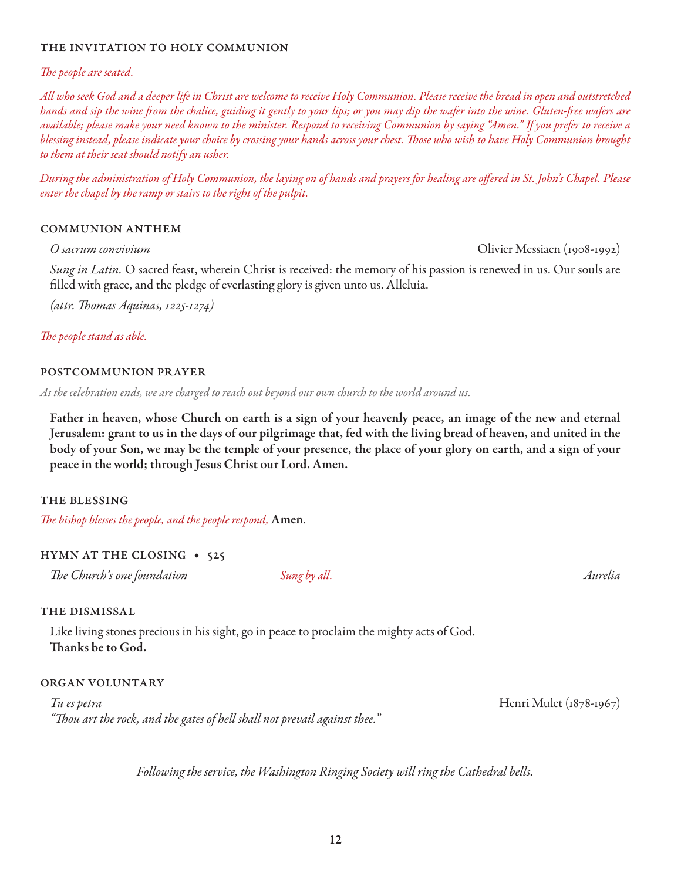### THE INVITATION TO HOLY COMMUNION

*The people are seated.*

*All who seek God and a deeper life in Christ are welcome to receive Holy Communion. Please receive the bread in open and outstretched hands and sip the wine from the chalice, guiding it gently to your lips; or you may dip the wafer into the wine. Gluten-free wafers are available; please make your need known to the minister. Respond to receiving Communion by saying "Amen." If you prefer to receive a blessing instead, please indicate your choice by crossing your hands across your chest. Those who wish to have Holy Communion brought to them at their seat should notify an usher.*

*During the administration of Holy Communion, the laying on of hands and prayers for healing are offered in St. John's Chapel. Please enter the chapel by the ramp or stairs to the right of the pulpit.*

### COMMUNION ANTHEM

*O sacrum convivium* — Olivier Messiaen (1908-1992)

*Sung in Latin.* O sacred feast, wherein Christ is received: the memory of his passion is renewed in us. Our souls are filled with grace, and the pledge of everlasting glory is given unto us. Alleluia.

*(attr. Thomas Aquinas, 1225-1274)*

*The people stand as able.*

### POSTCOMMUNION PRAYER

*As the celebration ends, we are charged to reach out beyond our own church to the world around us.*

**Father in heaven, whose Church on earth is a sign of your heavenly peace, an image of the new and eternal Jerusalem: grant to us in the days of our pilgrimage that, fed with the living bread of heaven, and united in the body of your Son, we may be the temple of your presence, the place of your glory on earth, and a sign of your peace in the world; through Jesus Christ our Lord. Amen.**

### THE BLESSING

*The bishop blesses the people, and the people respond,* **Amen**.

### HYMN AT THE CLOSING • 525

*The Church's one foundation* — *Sung by all.* — *Aurelia*

### THE DISMISSAL

Like living stones precious in his sight, go in peace to proclaim the mighty acts of God.
**Thanks be to God.**

### ORGAN VOLUNTARY

*Tu es petra* — Henri Mulet (1878-1967)
*"Thou art the rock, and the gates of hell shall not prevail against thee."*

*Following the service, the Washington Ringing Society will ring the Cathedral bells.*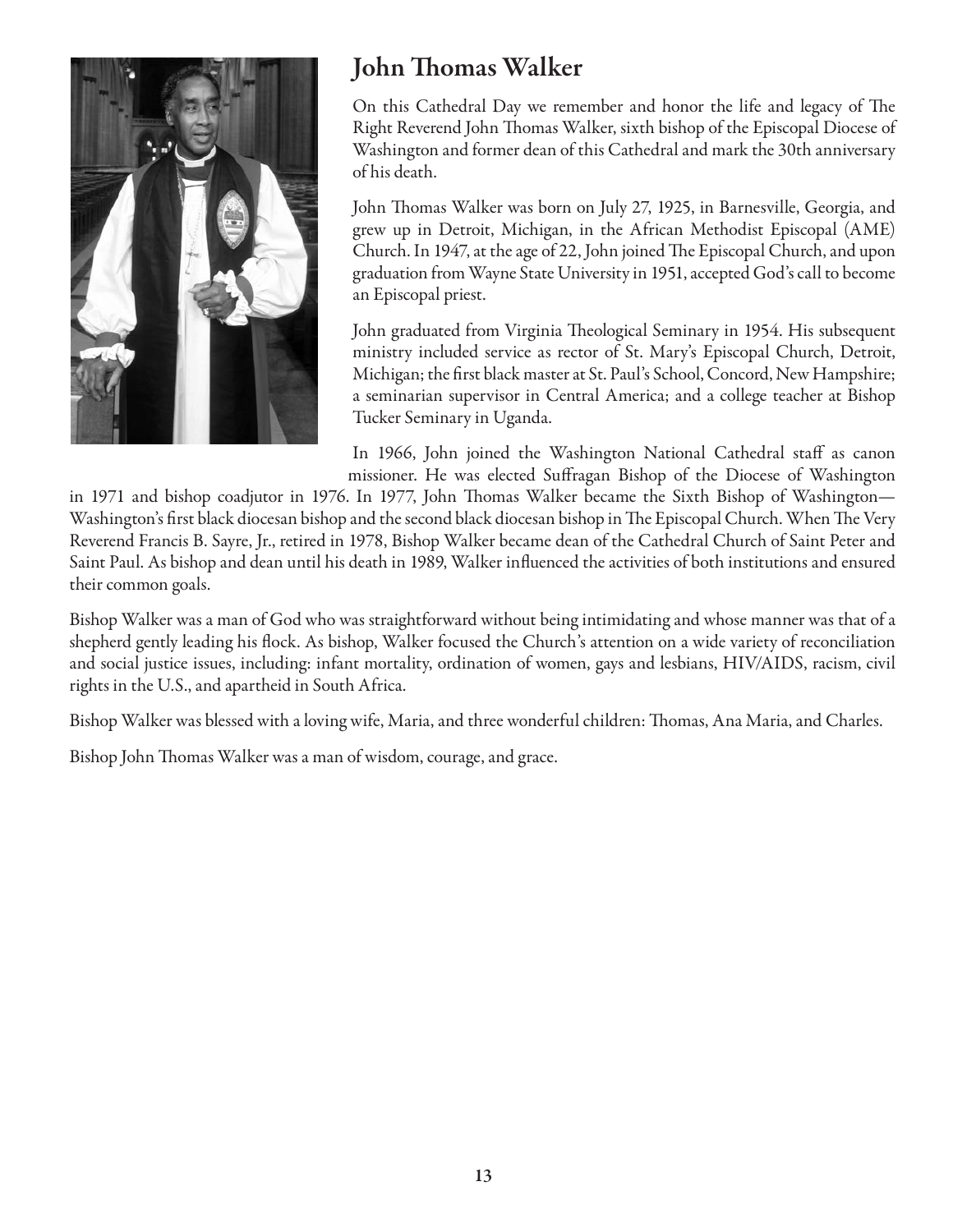## John Thomas Walker

On this Cathedral Day we remember and honor the life and legacy of The Right Reverend John Thomas Walker, sixth bishop of the Episcopal Diocese of Washington and former dean of this Cathedral and mark the 30th anniversary of his death.

John Thomas Walker was born on July 27, 1925, in Barnesville, Georgia, and grew up in Detroit, Michigan, in the African Methodist Episcopal (AME) Church. In 1947, at the age of 22, John joined The Episcopal Church, and upon graduation from Wayne State University in 1951, accepted God's call to become an Episcopal priest.

John graduated from Virginia Theological Seminary in 1954. His subsequent ministry included service as rector of St. Mary's Episcopal Church, Detroit, Michigan; the first black master at St. Paul's School, Concord, New Hampshire; a seminarian supervisor in Central America; and a college teacher at Bishop Tucker Seminary in Uganda.

In 1966, John joined the Washington National Cathedral staff as canon missioner. He was elected Suffragan Bishop of the Diocese of Washington in 1971 and bishop coadjutor in 1976. In 1977, John Thomas Walker became the Sixth Bishop of Washington—Washington's first black diocesan bishop and the second black diocesan bishop in The Episcopal Church. When The Very Reverend Francis B. Sayre, Jr., retired in 1978, Bishop Walker became dean of the Cathedral Church of Saint Peter and Saint Paul. As bishop and dean until his death in 1989, Walker influenced the activities of both institutions and ensured their common goals.

Bishop Walker was a man of God who was straightforward without being intimidating and whose manner was that of a shepherd gently leading his flock. As bishop, Walker focused the Church's attention on a wide variety of reconciliation and social justice issues, including: infant mortality, ordination of women, gays and lesbians, HIV/AIDS, racism, civil rights in the U.S., and apartheid in South Africa.

Bishop Walker was blessed with a loving wife, Maria, and three wonderful children: Thomas, Ana Maria, and Charles.

Bishop John Thomas Walker was a man of wisdom, courage, and grace.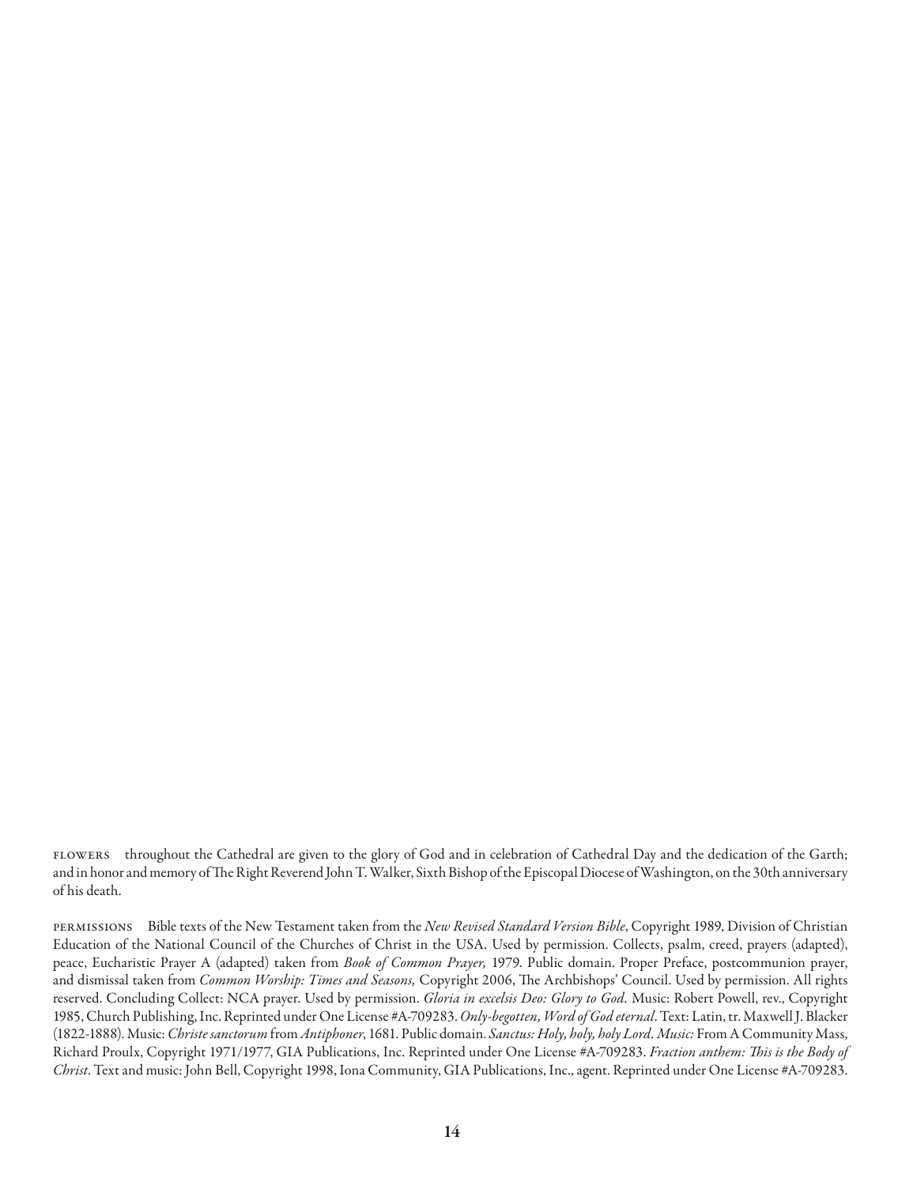FLOWERS throughout the Cathedral are given to the glory of God and in celebration of Cathedral Day and the dedication of the Garth; and in honor and memory of The Right Reverend John T. Walker, Sixth Bishop of the Episcopal Diocese of Washington, on the 30th anniversary of his death.

PERMISSIONS Bible texts of the New Testament taken from the *New Revised Standard Version Bible*, Copyright 1989, Division of Christian Education of the National Council of the Churches of Christ in the USA. Used by permission. Collects, psalm, creed, prayers (adapted), peace, Eucharistic Prayer A (adapted) taken from *Book of Common Prayer,* 1979. Public domain. Proper Preface, postcommunion prayer, and dismissal taken from *Common Worship: Times and Seasons,* Copyright 2006, The Archbishops' Council. Used by permission. All rights reserved. Concluding Collect: NCA prayer. Used by permission. *Gloria in excelsis Deo: Glory to God.* Music: Robert Powell, rev., Copyright 1985, Church Publishing, Inc. Reprinted under One License #A-709283. *Only-begotten, Word of God eternal*. Text: Latin, tr. Maxwell J. Blacker (1822-1888). Music: *Christe sanctorum* from *Antiphoner*, 1681. Public domain. *Sanctus: Holy, holy, holy Lord. Music:* From A Community Mass, Richard Proulx, Copyright 1971/1977, GIA Publications, Inc. Reprinted under One License #A-709283. *Fraction anthem: This is the Body of Christ*. Text and music: John Bell, Copyright 1998, Iona Community, GIA Publications, Inc., agent. Reprinted under One License #A-709283.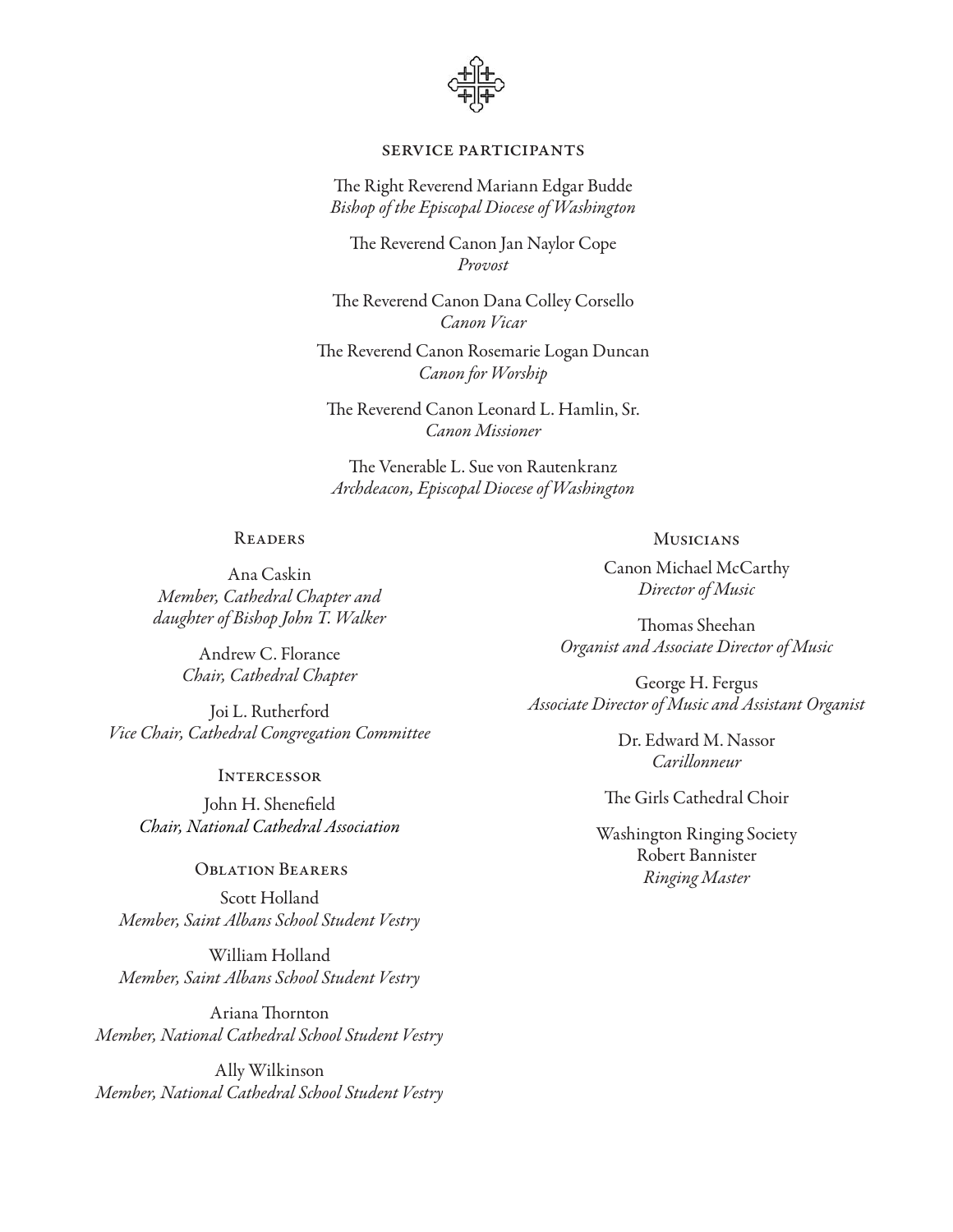## SERVICE PARTICIPANTS

The Right Reverend Mariann Edgar Budde
*Bishop of the Episcopal Diocese of Washington*

The Reverend Canon Jan Naylor Cope
*Provost*

The Reverend Canon Dana Colley Corsello
*Canon Vicar*

The Reverend Canon Rosemarie Logan Duncan
*Canon for Worship*

The Reverend Canon Leonard L. Hamlin, Sr.
*Canon Missioner*

The Venerable L. Sue von Rautenkranz
*Archdeacon, Episcopal Diocese of Washington*

### Readers

Ana Caskin
*Member, Cathedral Chapter and daughter of Bishop John T. Walker*

Andrew C. Florance
*Chair, Cathedral Chapter*

Joi L. Rutherford
*Vice Chair, Cathedral Congregation Committee*

### Intercessor

John H. Shenefield
*Chair, National Cathedral Association*

### Oblation Bearers

Scott Holland
*Member, Saint Albans School Student Vestry*

William Holland
*Member, Saint Albans School Student Vestry*

Ariana Thornton
*Member, National Cathedral School Student Vestry*

Ally Wilkinson
*Member, National Cathedral School Student Vestry*

### Musicians

Canon Michael McCarthy
*Director of Music*

Thomas Sheehan
*Organist and Associate Director of Music*

George H. Fergus
*Associate Director of Music and Assistant Organist*

Dr. Edward M. Nassor
*Carillonneur*

The Girls Cathedral Choir

Washington Ringing Society
Robert Bannister
*Ringing Master*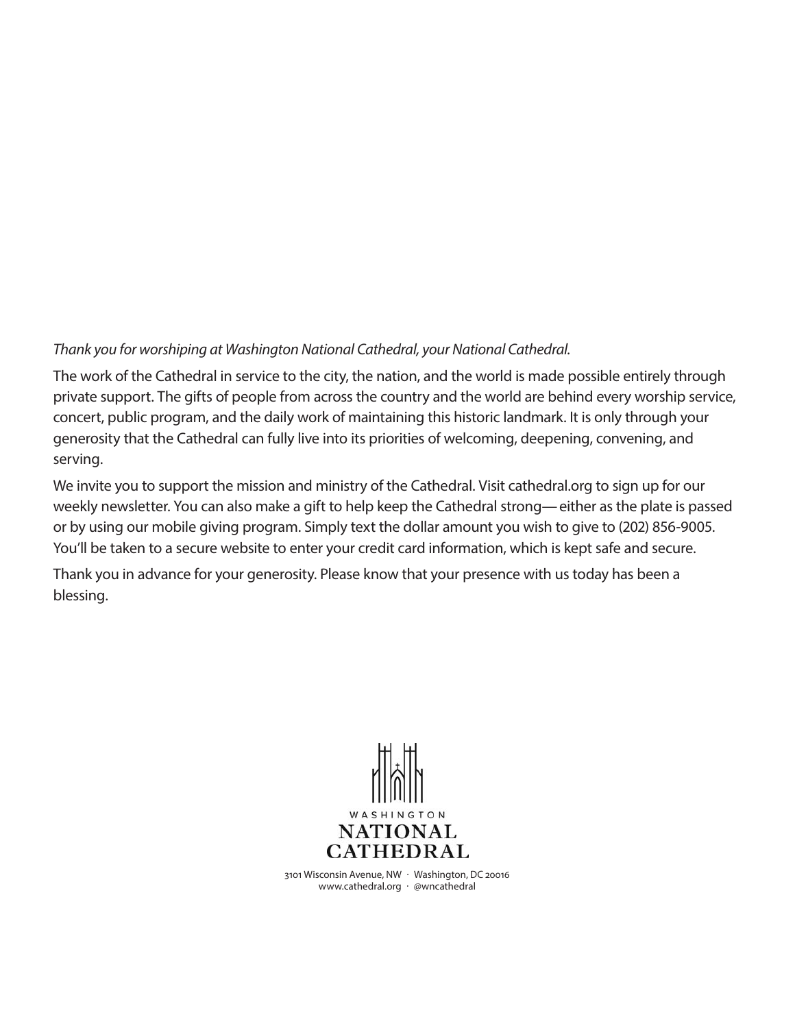*Thank you for worshiping at Washington National Cathedral, your National Cathedral.*

The work of the Cathedral in service to the city, the nation, and the world is made possible entirely through private support. The gifts of people from across the country and the world are behind every worship service, concert, public program, and the daily work of maintaining this historic landmark. It is only through your generosity that the Cathedral can fully live into its priorities of welcoming, deepening, convening, and serving.

We invite you to support the mission and ministry of the Cathedral. Visit cathedral.org to sign up for our weekly newsletter. You can also make a gift to help keep the Cathedral strong— either as the plate is passed or by using our mobile giving program. Simply text the dollar amount you wish to give to (202) 856-9005. You'll be taken to a secure website to enter your credit card information, which is kept safe and secure.

Thank you in advance for your generosity. Please know that your presence with us today has been a blessing.

WASHINGTON
NATIONAL
CATHEDRAL

3101 Wisconsin Avenue, NW · Washington, DC 20016
www.cathedral.org · @wncathedral